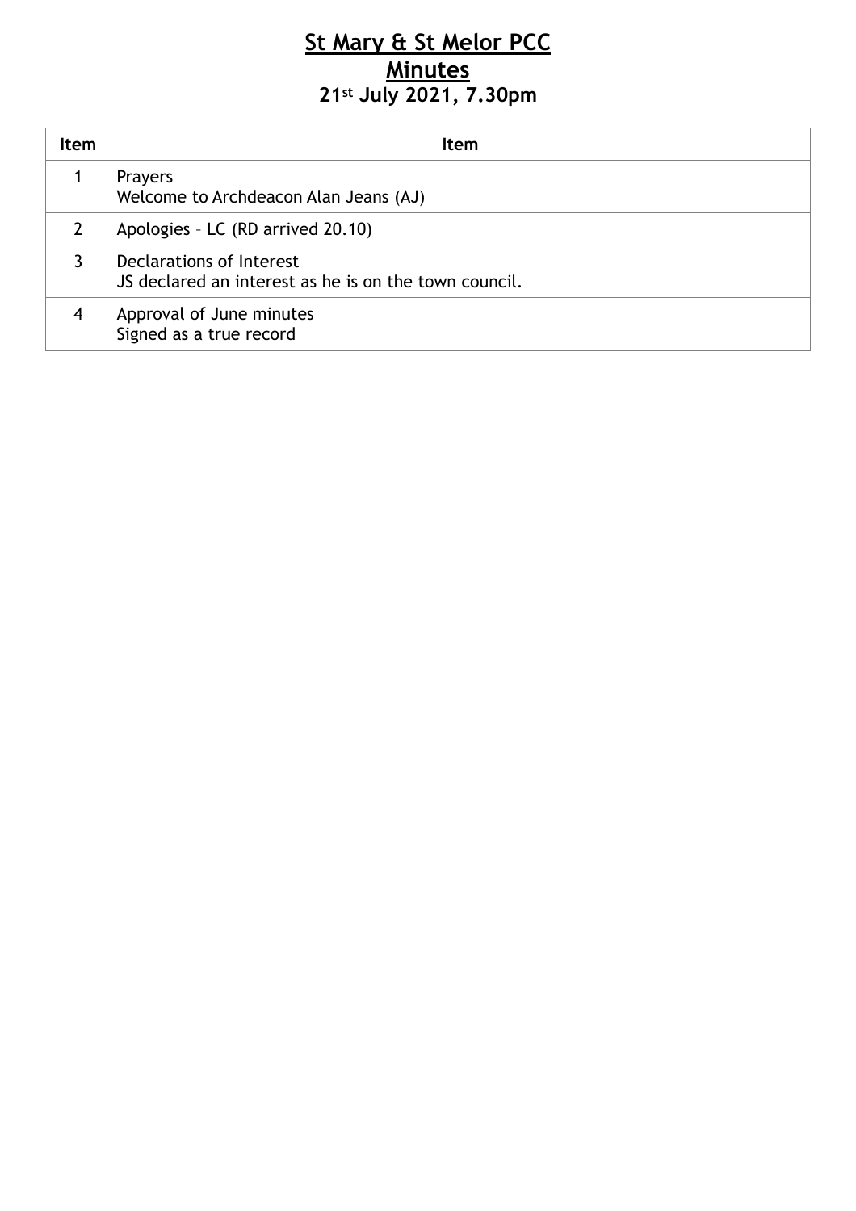# St Mary & St Melor PCC
## Minutes
### 21st July 2021, 7.30pm

| Item | Item |
|---|---|
| 1 | Prayers<br>Welcome to Archdeacon Alan Jeans (AJ) |
| 2 | Apologies – LC (RD arrived 20.10) |
| 3 | Declarations of Interest<br>JS declared an interest as he is on the town council. |
| 4 | Approval of June minutes<br>Signed as a true record |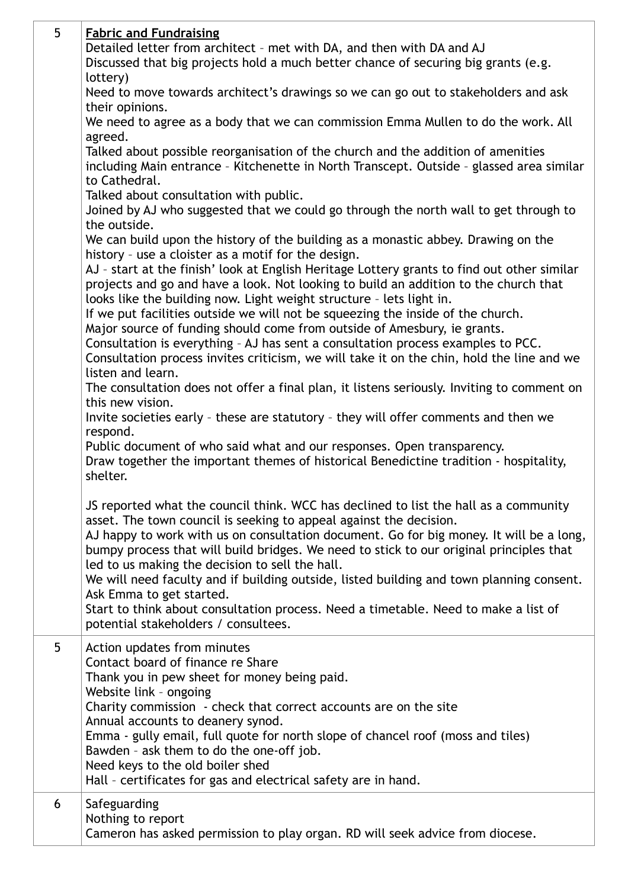| | |
|---|---|
| 5 | **Fabric and Fundraising**<br>Detailed letter from architect – met with DA, and then with DA and AJ<br>Discussed that big projects hold a much better chance of securing big grants (e.g. lottery)<br>Need to move towards architect's drawings so we can go out to stakeholders and ask their opinions.<br>We need to agree as a body that we can commission Emma Mullen to do the work. All agreed.<br>Talked about possible reorganisation of the church and the addition of amenities including Main entrance – Kitchenette in North Transcept. Outside – glassed area similar to Cathedral.<br>Talked about consultation with public.<br>Joined by AJ who suggested that we could go through the north wall to get through to the outside.<br>We can build upon the history of the building as a monastic abbey. Drawing on the history – use a cloister as a motif for the design.<br>AJ – start at the finish' look at English Heritage Lottery grants to find out other similar projects and go and have a look. Not looking to build an addition to the church that looks like the building now. Light weight structure – lets light in.<br>If we put facilities outside we will not be squeezing the inside of the church.<br>Major source of funding should come from outside of Amesbury, ie grants.<br>Consultation is everything – AJ has sent a consultation process examples to PCC.<br>Consultation process invites criticism, we will take it on the chin, hold the line and we listen and learn.<br>The consultation does not offer a final plan, it listens seriously. Inviting to comment on this new vision.<br>Invite societies early – these are statutory – they will offer comments and then we respond.<br>Public document of who said what and our responses. Open transparency.<br>Draw together the important themes of historical Benedictine tradition - hospitality, shelter.<br><br>JS reported what the council think. WCC has declined to list the hall as a community asset. The town council is seeking to appeal against the decision.<br>AJ happy to work with us on consultation document. Go for big money. It will be a long, bumpy process that will build bridges. We need to stick to our original principles that led to us making the decision to sell the hall.<br>We will need faculty and if building outside, listed building and town planning consent.<br>Ask Emma to get started.<br>Start to think about consultation process. Need a timetable. Need to make a list of potential stakeholders / consultees. |
| 5 | Action updates from minutes<br>Contact board of finance re Share<br>Thank you in pew sheet for money being paid.<br>Website link – ongoing<br>Charity commission - check that correct accounts are on the site<br>Annual accounts to deanery synod.<br>Emma - gully email, full quote for north slope of chancel roof (moss and tiles)<br>Bawden – ask them to do the one-off job.<br>Need keys to the old boiler shed<br>Hall – certificates for gas and electrical safety are in hand. |
| 6 | Safeguarding<br>Nothing to report<br>Cameron has asked permission to play organ. RD will seek advice from diocese. |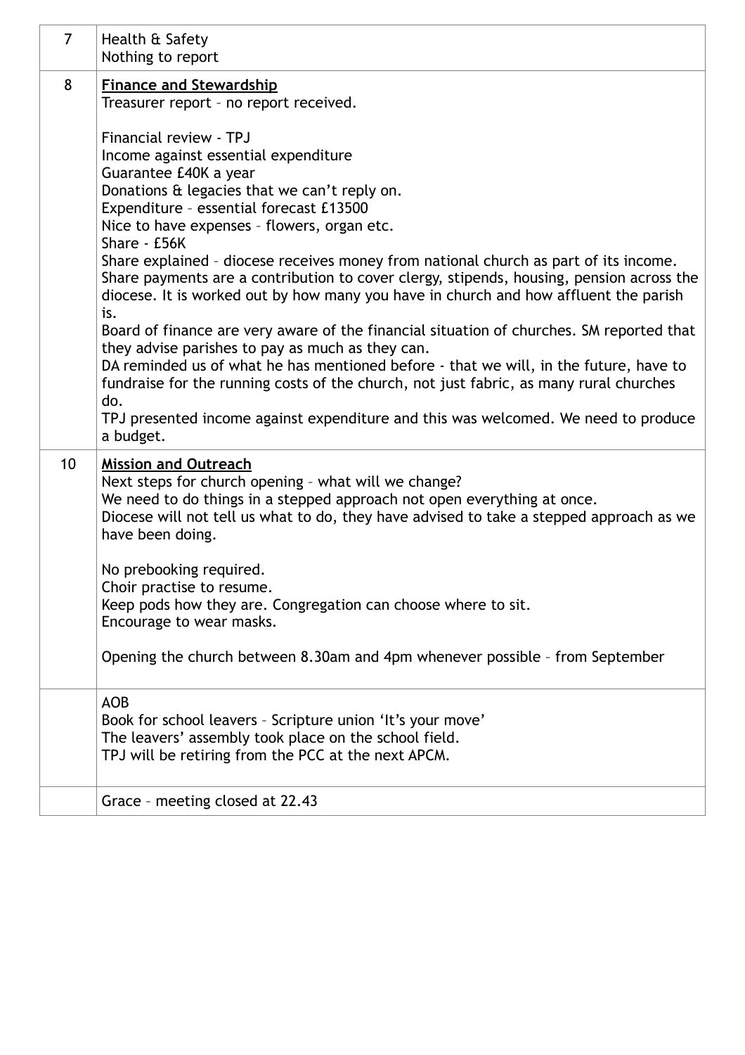| | |
|---|---|
| 7 | Health & Safety<br>Nothing to report |
| 8 | **Finance and Stewardship**<br>Treasurer report – no report received.<br><br>Financial review - TPJ<br>Income against essential expenditure<br>Guarantee £40K a year<br>Donations & legacies that we can't reply on.<br>Expenditure – essential forecast £13500<br>Nice to have expenses – flowers, organ etc.<br>Share - £56K<br>Share explained – diocese receives money from national church as part of its income. Share payments are a contribution to cover clergy, stipends, housing, pension across the diocese. It is worked out by how many you have in church and how affluent the parish is.<br>Board of finance are very aware of the financial situation of churches. SM reported that they advise parishes to pay as much as they can.<br>DA reminded us of what he has mentioned before - that we will, in the future, have to fundraise for the running costs of the church, not just fabric, as many rural churches do.<br>TPJ presented income against expenditure and this was welcomed. We need to produce a budget. |
| 10 | **Mission and Outreach**<br>Next steps for church opening – what will we change?<br>We need to do things in a stepped approach not open everything at once.<br>Diocese will not tell us what to do, they have advised to take a stepped approach as we have been doing.<br><br>No prebooking required.<br>Choir practise to resume.<br>Keep pods how they are. Congregation can choose where to sit.<br>Encourage to wear masks.<br><br>Opening the church between 8.30am and 4pm whenever possible – from September |
| | AOB<br>Book for school leavers – Scripture union 'It's your move'<br>The leavers' assembly took place on the school field.<br>TPJ will be retiring from the PCC at the next APCM. |
| | Grace – meeting closed at 22.43 |